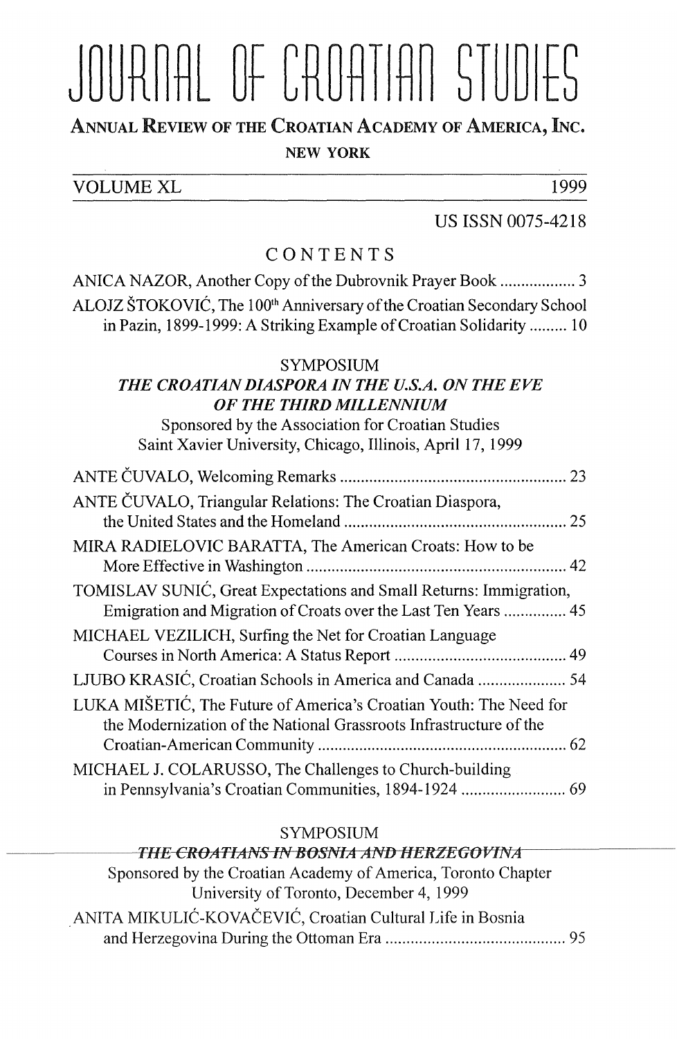# JOURNAL OF CROATIAN STUDIES

**ANNUAL REVIEW OF THE CROATIAN ACADEMY OF AMERICA, INC.**

**NEW YORK**

VOLUME XL 1999

US ISSN 0075-4218

## CONTENTS

ANICA NAZOR, Another Copy of the Dubrovnik Prayer Book ................. 3

ALOJZ ŠTOKOVIĆ, The 100th Anniversary of the Croatian Secondary School in Pazin, 1899-1999: A Striking Example of Croatian Solidarity ......... 10

### SYMPOSIUM

### *THE CROATIAN DIASPORA IN THE U.S.A. ON THE EVE OF THE THIRD MILLENNIUM*

Sponsored by the Association for Croatian Studies
Saint Xavier University, Chicago, Illinois, April 17, 1999

ANTE ČUVALO, Welcoming Remarks ..................................................... 23

ANTE ČUVALO, Triangular Relations: The Croatian Diaspora, the United States and the Homeland .................................................... 25

MIRA RADIELOVIC BARATTA, The American Croats: How to be More Effective in Washington ............................................................ 42

TOMISLAV SUNIĆ, Great Expectations and Small Returns: Immigration, Emigration and Migration of Croats over the Last Ten Years .............. 45

MICHAEL VEZILICH, Surfing the Net for Croatian Language Courses in North America: A Status Report ......................................... 49

LJUBO KRASIĆ, Croatian Schools in America and Canada ..................... 54

LUKA MIŠETIĆ, The Future of America's Croatian Youth: The Need for the Modernization of the National Grassroots Infrastructure of the Croatian-American Community .......................................................... 62

MICHAEL J. COLARUSSO, The Challenges to Church-building in Pennsylvania's Croatian Communities, 1894-1924 ......................... 69

### SYMPOSIUM

### *THE CROATIANS IN BOSNIA AND HERZEGOVINA*

Sponsored by the Croatian Academy of America, Toronto Chapter
University of Toronto, December 4, 1999

ANITA MIKULIĆ-KOVAČEVIĆ, Croatian Cultural Life in Bosnia and Herzegovina During the Ottoman Era .......................................... 95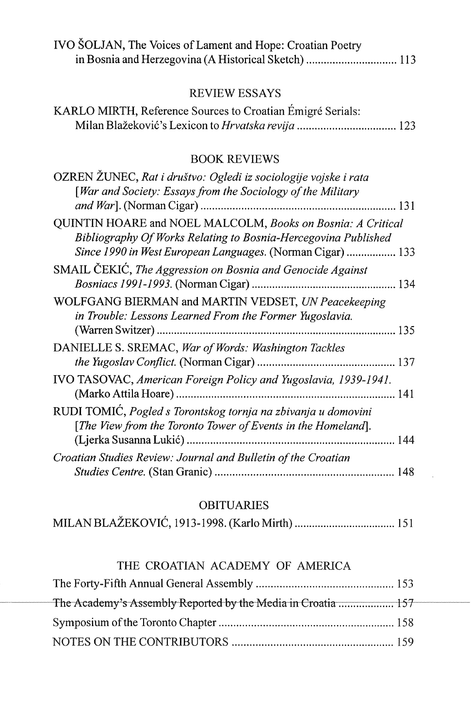IVO ŠOLJAN, The Voices of Lament and Hope: Croatian Poetry in Bosnia and Herzegovina (A Historical Sketch) .............................. 113

## REVIEW ESSAYS

KARLO MIRTH, Reference Sources to Croatian Émigré Serials: Milan Blažeković's Lexicon to *Hrvatska revija* ................................. 123

## BOOK REVIEWS

OZREN ŽUNEC, *Rat i društvo: Ogledi iz sociologije vojske i rata [War and Society: Essays from the Sociology of the Military and War]*. (Norman Cigar) .................................................................. 131

QUINTIN HOARE and NOEL MALCOLM, *Books on Bosnia: A Critical Bibliography Of Works Relating to Bosnia-Hercegovina Published Since 1990 in West European Languages.* (Norman Cigar) ................. 133

SMAIL ČEKIĆ, *The Aggression on Bosnia and Genocide Against Bosniacs 1991-1993.* (Norman Cigar) ................................................. 134

WOLFGANG BIERMAN and MARTIN VEDSET, *UN Peacekeeping in Trouble: Lessons Learned From the Former Yugoslavia.* (Warren Switzer) ................................................................................. 135

DANIELLE S. SREMAC, *War of Words: Washington Tackles the Yugoslav Conflict.* (Norman Cigar) .............................................. 137

IVO TASOVAC, *American Foreign Policy and Yugoslavia, 1939-1941.* (Marko Attila Hoare) .......................................................................... 141

RUDI TOMIĆ, *Pogled s Torontskog tornja na zbivanja u domovini [The View from the Toronto Tower of Events in the Homeland].* (Ljerka Susanna Lukić) ...................................................................... 144

*Croatian Studies Review: Journal and Bulletin of the Croatian Studies Centre.* (Stan Granic) ............................................................ 148

## OBITUARIES

MILAN BLAŽEKOVIĆ, 1913-1998. (Karlo Mirth) .................................. 151

## THE CROATIAN ACADEMY OF AMERICA

The Forty-Fifth Annual General Assembly ............................................... 153

The Academy's Assembly Reported by the Media in Croatia .................. 157

Symposium of the Toronto Chapter ........................................................... 158

NOTES ON THE CONTRIBUTORS ...................................................... 159